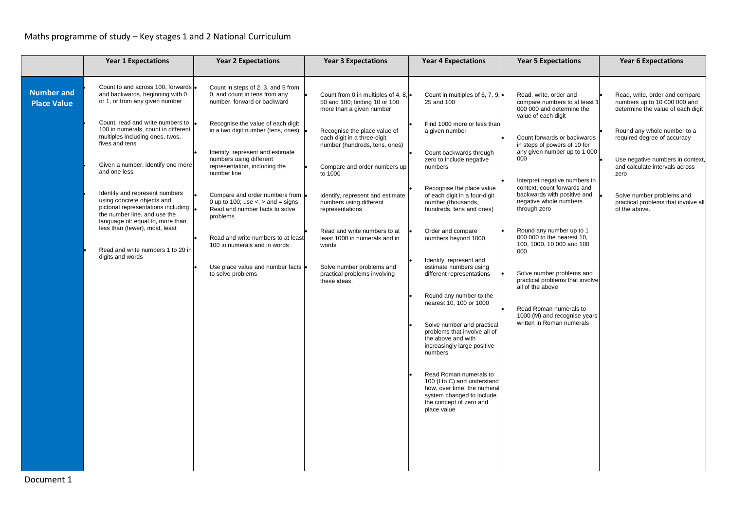# Maths programme of study – Key stages 1 and 2 National Curriculum

| | Year 1 Expectations | Year 2 Expectations | Year 3 Expectations | Year 4 Expectations | Year 5 Expectations | Year 6 Expectations |
|---|---|---|---|---|---|---|
| **Number and Place Value** | • Count to and across 100, forwards and backwards, beginning with 0 or 1, or from any given number<br>• Count, read and write numbers to 100 in numerals, count in different multiples including ones, twos, fives and tens<br>• Given a number, identify one more and one less<br>• Identify and represent numbers using concrete objects and pictorial representations including the number line, and use the language of: equal to, more than, less than (fewer), most, least<br>• Read and write numbers 1 to 20 in digits and words | • Count in steps of 2, 3, and 5 from 0, and count in tens from any number, forward or backward<br>• Recognise the value of each digit in a two digit number (tens, ones)<br>• Identify, represent and estimate numbers using different representation, including the number line<br>• Compare and order numbers from 0 up to 100; use <, > and = signs<br>• Read and number facts to solve problems<br>• Read and write numbers to at least 100 in numerals and in words<br>• Use place value and number facts to solve problems | • Count from 0 in multiples of 4, 8, 50 and 100; finding 10 or 100 more than a given number<br>• Recognise the place value of each digit in a three-digit number (hundreds, tens, ones)<br>• Compare and order numbers up to 1000<br>• Identify, represent and estimate numbers using different representations<br>• Read and write numbers to at least 1000 in numerals and in words<br>• Solve number problems and practical problems involving these ideas. | • Count in multiples of 6, 7, 9, 25 and 100<br>• Find 1000 more or less than a given number<br>• Count backwards through zero to include negative numbers<br>• Recognise the place value of each digit in a four-digit number (thousands, hundreds, tens and ones)<br>• Order and compare numbers beyond 1000<br>• Identify, represent and estimate numbers using different representations<br>• Round any number to the nearest 10, 100 or 1000<br>• Solve number and practical problems that involve all of the above and with increasingly large positive numbers<br>• Read Roman numerals to 100 (I to C) and understand how, over time, the numeral system changed to include the concept of zero and place value | • Read, write, order and compare numbers to at least 1 000 000 and determine the value of each digit<br>• Count forwards or backwards in steps of powers of 10 for any given number up to 1 000 000<br>• Interpret negative numbers in context, count forwards and backwards with positive and negative whole numbers through zero<br>• Round any number up to 1 000 000 to the nearest 10, 100, 1000, 10 000 and 100 000<br>• Solve number problems and practical problems that involve all of the above<br>• Read Roman numerals to 1000 (M) and recognise years written in Roman numerals | • Read, write, order and compare numbers up to 10 000 000 and determine the value of each digit<br>• Round any whole number to a required degree of accuracy<br>• Use negative numbers in context, and calculate intervals across zero<br>• Solve number problems and practical problems that involve all of the above. |

Document 1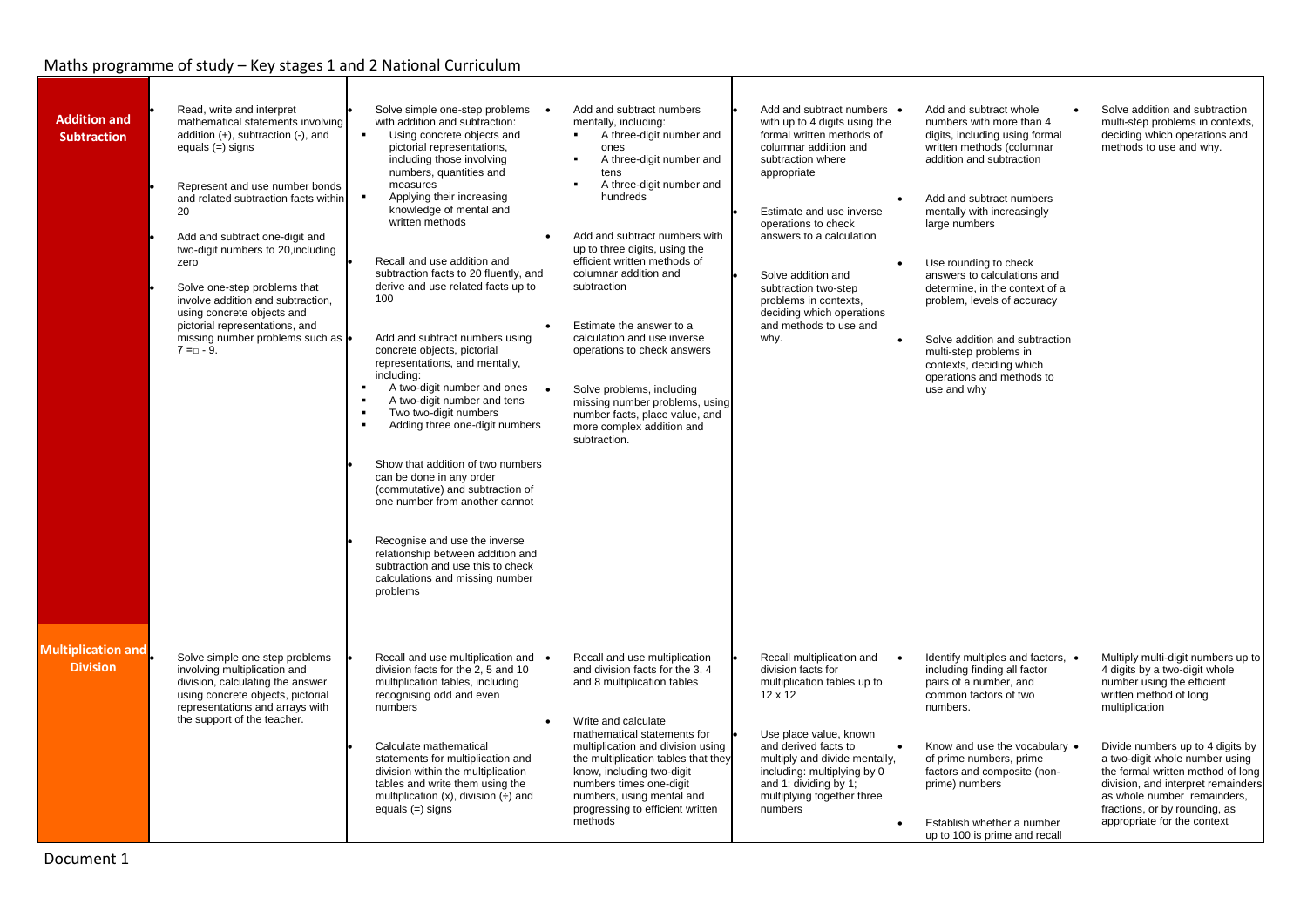## Maths programme of study – Key stages 1 and 2 National Curriculum

| | | | | | | |
|---|---|---|---|---|---|---|
| **Addition and Subtraction** | • Read, write and interpret mathematical statements involving addition (+), subtraction (-), and equals (=) signs<br><br>• Represent and use number bonds and related subtraction facts within 20<br><br>• Add and subtract one-digit and two-digit numbers to 20,including zero<br><br>• Solve one-step problems that involve addition and subtraction, using concrete objects and pictorial representations, and missing number problems such as 7 =□ - 9. | • Solve simple one-step problems with addition and subtraction:<br>▪ Using concrete objects and pictorial representations, including those involving numbers, quantities and measures<br>▪ Applying their increasing knowledge of mental and written methods<br><br>• Recall and use addition and subtraction facts to 20 fluently, and derive and use related facts up to 100<br><br>• Add and subtract numbers using concrete objects, pictorial representations, and mentally, including:<br>▪ A two-digit number and ones<br>▪ A two-digit number and tens<br>▪ Two two-digit numbers<br>▪ Adding three one-digit numbers<br><br>• Show that addition of two numbers can be done in any order (commutative) and subtraction of one number from another cannot<br><br>• Recognise and use the inverse relationship between addition and subtraction and use this to check calculations and missing number problems | • Add and subtract numbers mentally, including:<br>▪ A three-digit number and ones<br>▪ A three-digit number and tens<br>▪ A three-digit number and hundreds<br><br>• Add and subtract numbers with up to three digits, using the efficient written methods of columnar addition and subtraction<br><br>• Estimate the answer to a calculation and use inverse operations to check answers<br><br>• Solve problems, including missing number problems, using number facts, place value, and more complex addition and subtraction. | • Add and subtract numbers with up to 4 digits using the formal written methods of columnar addition and subtraction where appropriate<br><br>• Estimate and use inverse operations to check answers to a calculation<br><br>• Solve addition and subtraction two-step problems in contexts, deciding which operations and methods to use and why. | • Add and subtract whole numbers with more than 4 digits, including using formal written methods (columnar addition and subtraction<br><br>• Add and subtract numbers mentally with increasingly large numbers<br><br>• Use rounding to check answers to calculations and determine, in the context of a problem, levels of accuracy<br><br>• Solve addition and subtraction multi-step problems in contexts, deciding which operations and methods to use and why | • Solve addition and subtraction multi-step problems in contexts, deciding which operations and methods to use and why. |
| **Multiplication and Division** | • Solve simple one step problems involving multiplication and division, calculating the answer using concrete objects, pictorial representations and arrays with the support of the teacher. | • Recall and use multiplication and division facts for the 2, 5 and 10 multiplication tables, including recognising odd and even numbers<br><br>• Calculate mathematical statements for multiplication and division within the multiplication tables and write them using the multiplication (x), division (÷) and equals (=) signs | • Recall and use multiplication and division facts for the 3, 4 and 8 multiplication tables<br><br>• Write and calculate mathematical statements for multiplication and division using the multiplication tables that they know, including two-digit numbers times one-digit numbers, using mental and progressing to efficient written methods | • Recall multiplication and division facts for multiplication tables up to 12 x 12<br><br>• Use place value, known and derived facts to multiply and divide mentally, including: multiplying by 0 and 1; dividing by 1; multiplying together three numbers | • Identify multiples and factors, including finding all factor pairs of a number, and common factors of two numbers.<br><br>• Know and use the vocabulary of prime numbers, prime factors and composite (non-prime) numbers<br><br>• Establish whether a number up to 100 is prime and recall | • Multiply multi-digit numbers up to 4 digits by a two-digit whole number using the efficient written method of long multiplication<br><br>• Divide numbers up to 4 digits by a two-digit whole number using the formal written method of long division, and interpret remainders as whole number remainders, fractions, or by rounding, as appropriate for the context |

Document 1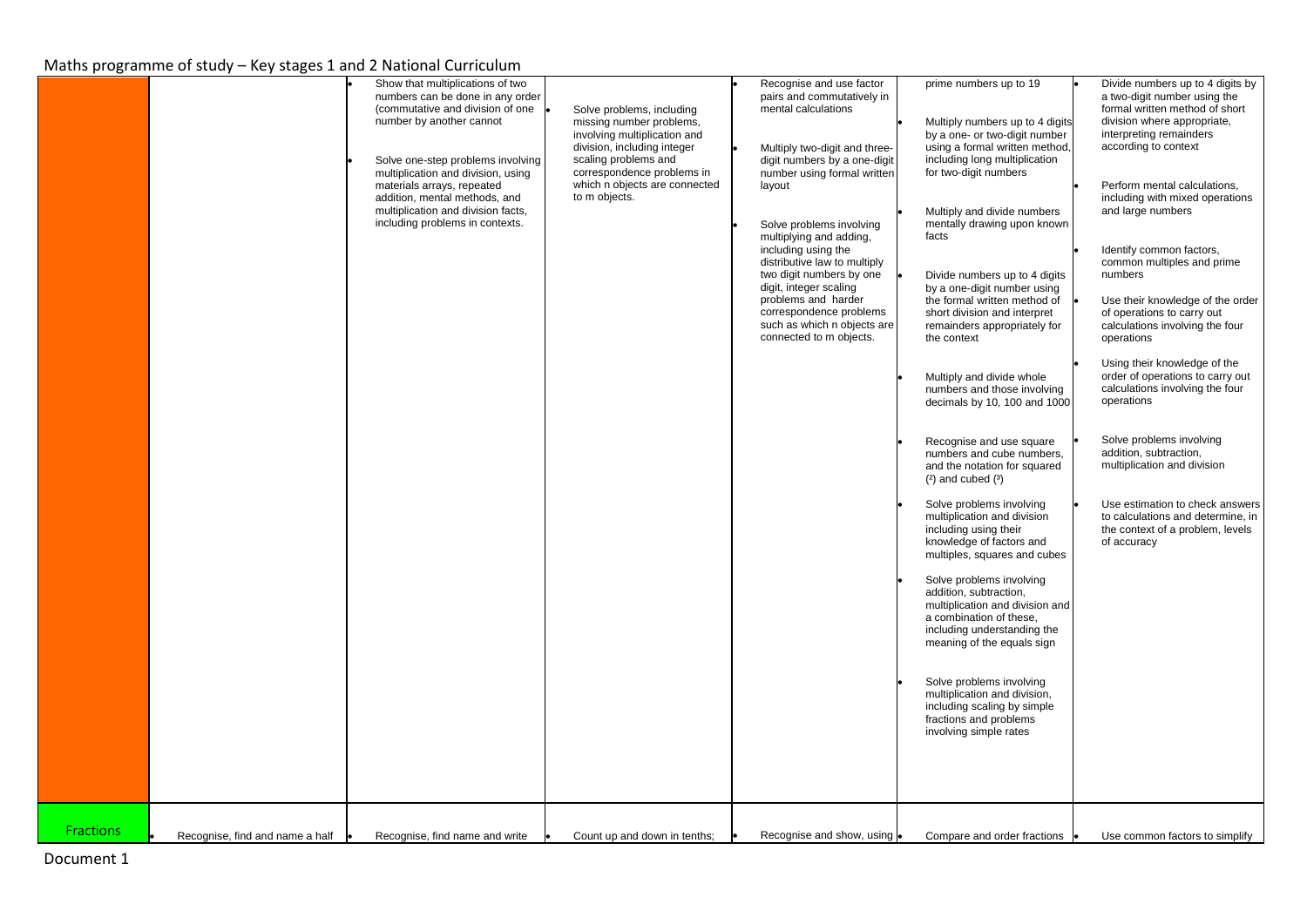Maths programme of study – Key stages 1 and 2 National Curriculum

| | | | | | | |
|---|---|---|---|---|---|---|
| | | • Show that multiplications of two numbers can be done in any order (commutative and division of one number by another cannot<br><br>• Solve one-step problems involving multiplication and division, using materials arrays, repeated addition, mental methods, and multiplication and division facts, including problems in contexts. | • Solve problems, including missing number problems, involving multiplication and division, including integer scaling problems and correspondence problems in which n objects are connected to m objects. | • Recognise and use factor pairs and commutatively in mental calculations<br><br>• Multiply two-digit and three-digit numbers by a one-digit number using formal written layout<br><br>• Solve problems involving multiplying and adding, including using the distributive law to multiply two digit numbers by one digit, integer scaling problems and harder correspondence problems such as which n objects are connected to m objects. | prime numbers up to 19<br><br>• Multiply numbers up to 4 digits by a one- or two-digit number using a formal written method, including long multiplication for two-digit numbers<br><br>• Multiply and divide numbers mentally drawing upon known facts<br><br>• Divide numbers up to 4 digits by a one-digit number using the formal written method of short division and interpret remainders appropriately for the context<br><br>• Multiply and divide whole numbers and those involving decimals by 10, 100 and 1000<br><br>• Recognise and use square numbers and cube numbers, and the notation for squared ($^2$) and cubed ($^3$)<br><br>• Solve problems involving multiplication and division including using their knowledge of factors and multiples, squares and cubes<br><br>• Solve problems involving addition, subtraction, multiplication and division and a combination of these, including understanding the meaning of the equals sign<br><br>• Solve problems involving multiplication and division, including scaling by simple fractions and problems involving simple rates | • Divide numbers up to 4 digits by a two-digit number using the formal written method of short division where appropriate, interpreting remainders according to context<br><br>• Perform mental calculations, including with mixed operations and large numbers<br><br>• Identify common factors, common multiples and prime numbers<br><br>• Use their knowledge of the order of operations to carry out calculations involving the four operations<br><br>• Using their knowledge of the order of operations to carry out calculations involving the four operations<br><br>• Solve problems involving addition, subtraction, multiplication and division<br><br>• Use estimation to check answers to calculations and determine, in the context of a problem, levels of accuracy |
| Fractions | • Recognise, find and name a half | • Recognise, find name and write | • Count up and down in tenths; | • Recognise and show, using | • Compare and order fractions | • Use common factors to simplify |

Document 1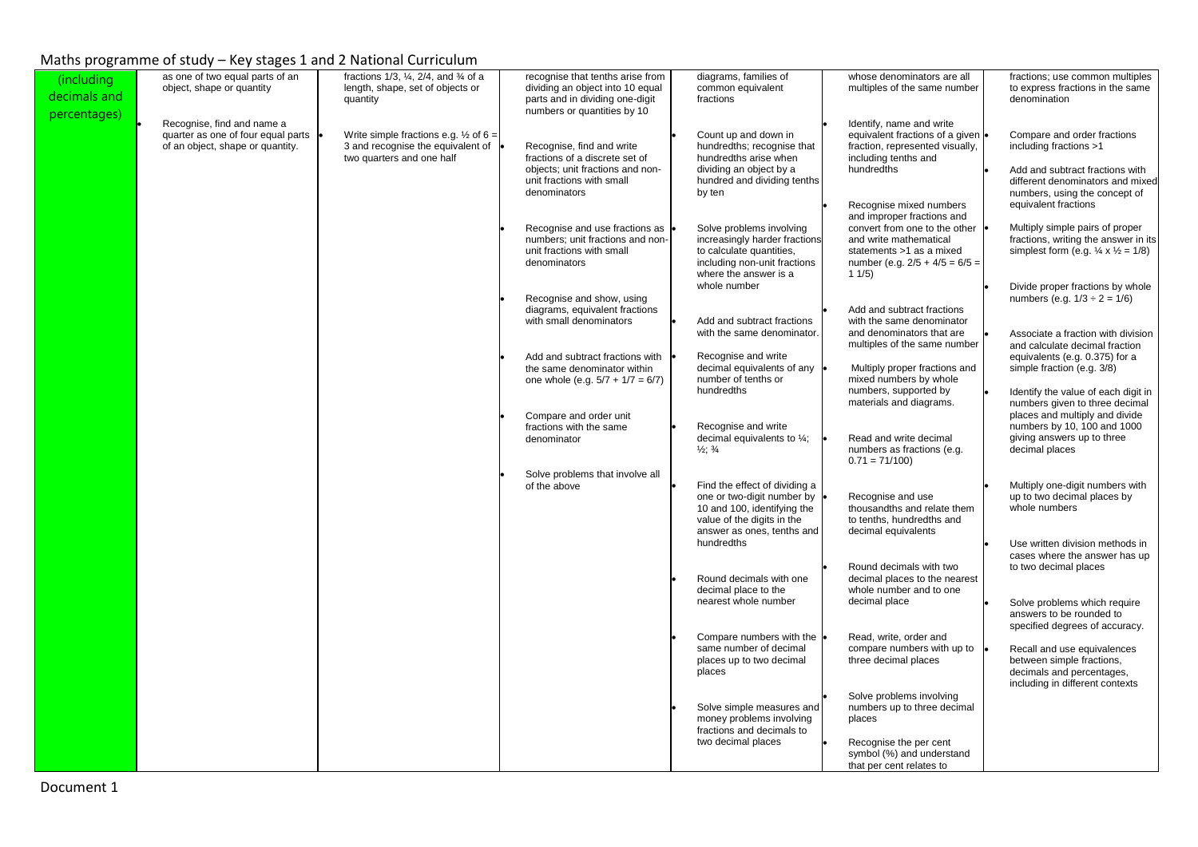## Maths programme of study – Key stages 1 and 2 National Curriculum

| (including decimals and percentages) | | | | | | |
|---|---|---|---|---|---|---|
| | as one of two equal parts of an object, shape or quantity<br><br>• Recognise, find and name a quarter as one of four equal parts of an object, shape or quantity. | fractions 1/3, ¼, 2/4, and ¾ of a length, shape, set of objects or quantity<br><br>• Write simple fractions e.g. ½ of 6 = 3 and recognise the equivalent of two quarters and one half | recognise that tenths arise from dividing an object into 10 equal parts and in dividing one-digit numbers or quantities by 10<br><br>• Recognise, find and write fractions of a discrete set of objects; unit fractions and non-unit fractions with small denominators<br><br>• Recognise and use fractions as numbers; unit fractions and non-unit fractions with small denominators<br><br>• Recognise and show, using diagrams, equivalent fractions with small denominators<br><br>• Add and subtract fractions with the same denominator within one whole (e.g. 5/7 + 1/7 = 6/7)<br><br>• Compare and order unit fractions with the same denominator<br><br>• Solve problems that involve all of the above | diagrams, families of common equivalent fractions<br><br>• Count up and down in hundredths; recognise that hundredths arise when dividing an object by a hundred and dividing tenths by ten<br><br>• Solve problems involving increasingly harder fractions to calculate quantities, including non-unit fractions where the answer is a whole number<br><br>• Add and subtract fractions with the same denominator.<br><br>• Recognise and write decimal equivalents of any number of tenths or hundredths<br><br>• Recognise and write decimal equivalents to ¼; ½; ¾<br><br>• Find the effect of dividing a one or two-digit number by 10 and 100, identifying the value of the digits in the answer as ones, tenths and hundredths<br><br>• Round decimals with one decimal place to the nearest whole number<br><br>• Compare numbers with the same number of decimal places up to two decimal places<br><br>• Solve simple measures and money problems involving fractions and decimals to two decimal places | whose denominators are all multiples of the same number<br><br>• Identify, name and write equivalent fractions of a given fraction, represented visually, including tenths and hundredths<br><br>• Recognise mixed numbers and improper fractions and convert from one to the other and write mathematical statements >1 as a mixed number (e.g. 2/5 + 4/5 = 6/5 = 1 1/5)<br><br>• Add and subtract fractions with the same denominator and denominators that are multiples of the same number<br><br>• Multiply proper fractions and mixed numbers by whole numbers, supported by materials and diagrams.<br><br>• Read and write decimal numbers as fractions (e.g. 0.71 = 71/100)<br><br>• Recognise and use thousandths and relate them to tenths, hundredths and decimal equivalents<br><br>• Round decimals with two decimal places to the nearest whole number and to one decimal place<br><br>• Read, write, order and compare numbers with up to three decimal places<br><br>• Solve problems involving numbers up to three decimal places<br><br>• Recognise the per cent symbol (%) and understand that per cent relates to | fractions; use common multiples to express fractions in the same denomination<br><br>• Compare and order fractions including fractions >1<br><br>• Add and subtract fractions with different denominators and mixed numbers, using the concept of equivalent fractions<br><br>• Multiply simple pairs of proper fractions, writing the answer in its simplest form (e.g. ¼ x ½ = 1/8)<br><br>• Divide proper fractions by whole numbers (e.g. 1/3 ÷ 2 = 1/6)<br><br>• Associate a fraction with division and calculate decimal fraction equivalents (e.g. 0.375) for a simple fraction (e.g. 3/8)<br><br>• Identify the value of each digit in numbers given to three decimal places and multiply and divide numbers by 10, 100 and 1000 giving answers up to three decimal places<br><br>• Multiply one-digit numbers with up to two decimal places by whole numbers<br><br>• Use written division methods in cases where the answer has up to two decimal places<br><br>• Solve problems which require answers to be rounded to specified degrees of accuracy.<br><br>• Recall and use equivalences between simple fractions, decimals and percentages, including in different contexts |

Document 1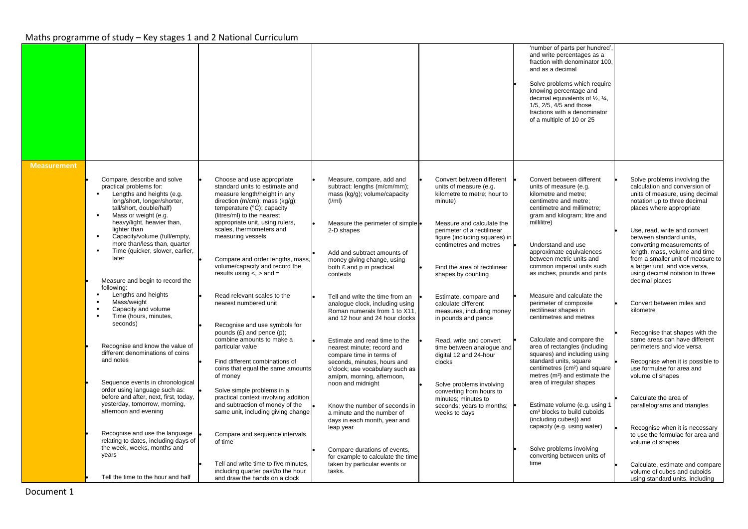## Maths programme of study – Key stages 1 and 2 National Curriculum

| | | | | | | |
|---|---|---|---|---|---|---|
| | | | | | • 'number of parts per hundred', and write percentages as a fraction with denominator 100, and as a decimal<br><br>• Solve problems which require knowing percentage and decimal equivalents of ½, ¼, 1/5, 2/5, 4/5 and those fractions with a denominator of a multiple of 10 or 25 | |
| **Measurement** | • Compare, describe and solve practical problems for:<br>▪ Lengths and heights (e.g. long/short, longer/shorter, tall/short, double/half)<br>▪ Mass or weight (e.g. heavy/light, heavier than, lighter than<br>▪ Capacity/volume (full/empty, more than/less than, quarter<br>▪ Time (quicker, slower, earlier, later<br><br>• Measure and begin to record the following:<br>▪ Lengths and heights<br>▪ Mass/weight<br>▪ Capacity and volume<br>▪ Time (hours, minutes, seconds)<br><br>• Recognise and know the value of different denominations of coins and notes<br><br>• Sequence events in chronological order using language such as: before and after, next, first, today, yesterday, tomorrow, morning, afternoon and evening<br><br>• Recognise and use the language relating to dates, including days of the week, weeks, months and years<br><br>• Tell the time to the hour and half | • Choose and use appropriate standard units to estimate and measure length/height in any direction (m/cm); mass (kg/g); temperature (°C); capacity (litres/ml) to the nearest appropriate unit, using rulers, scales, thermometers and measuring vessels<br><br>• Compare and order lengths, mass, volume/capacity and record the results using <, > and =<br><br>• Read relevant scales to the nearest numbered unit<br><br>• Recognise and use symbols for pounds (£) and pence (p); combine amounts to make a particular value<br><br>• Find different combinations of coins that equal the same amounts of money<br><br>• Solve simple problems in a practical context involving addition and subtraction of money of the same unit, including giving change<br><br>• Compare and sequence intervals of time<br><br>• Tell and write time to five minutes, including quarter past/to the hour and draw the hands on a clock | • Measure, compare, add and subtract: lengths (m/cm/mm); mass (kg/g); volume/capacity (l/ml)<br><br>• Measure the perimeter of simple 2-D shapes<br><br>• Add and subtract amounts of money giving change, using both £ and p in practical contexts<br><br>• Tell and write the time from an analogue clock, including using Roman numerals from 1 to X11, and 12 hour and 24 hour clocks<br><br>• Estimate and read time to the nearest minute; record and compare time in terms of seconds, minutes, hours and o'clock; use vocabulary such as am/pm, morning, afternoon, noon and midnight<br><br>• Know the number of seconds in a minute and the number of days in each month, year and leap year<br><br>• Compare durations of events, for example to calculate the time taken by particular events or tasks. | • Convert between different units of measure (e.g. kilometre to metre; hour to minute)<br><br>• Measure and calculate the perimeter of a rectilinear figure (including squares) in centimetres and metres<br><br>• Find the area of rectilinear shapes by counting<br><br>• Estimate, compare and calculate different measures, including money in pounds and pence<br><br>• Read, write and convert time between analogue and digital 12 and 24-hour clocks<br><br>• Solve problems involving converting from hours to minutes; minutes to seconds; years to months; weeks to days | • Convert between different units of measure (e.g. kilometre and metre; centimetre and metre; centimetre and millimetre; gram and kilogram; litre and millilitre)<br><br>• Understand and use approximate equivalences between metric units and common imperial units such as inches, pounds and pints<br><br>• Measure and calculate the perimeter of composite rectilinear shapes in centimetres and metres<br><br>• Calculate and compare the area of rectangles (including squares) and including using standard units, square centimetres (cm²) and square metres (m²) and estimate the area of irregular shapes<br><br>• Estimate volume (e.g. using 1 cm³ blocks to build cuboids (including cubes)) and capacity (e.g. using water)<br><br>• Solve problems involving converting between units of time | • Solve problems involving the calculation and conversion of units of measure, using decimal notation up to three decimal places where appropriate<br><br>• Use, read, write and convert between standard units, converting measurements of length, mass, volume and time from a smaller unit of measure to a larger unit, and vice versa, using decimal notation to three decimal places<br><br>• Convert between miles and kilometre<br><br>• Recognise that shapes with the same areas can have different perimeters and vice versa<br><br>• Recognise when it is possible to use formulae for area and volume of shapes<br><br>• Calculate the area of parallelograms and triangles<br><br>• Recognise when it is necessary to use the formulae for area and volume of shapes<br><br>• Calculate, estimate and compare volume of cubes and cuboids using standard units, including |

Document 1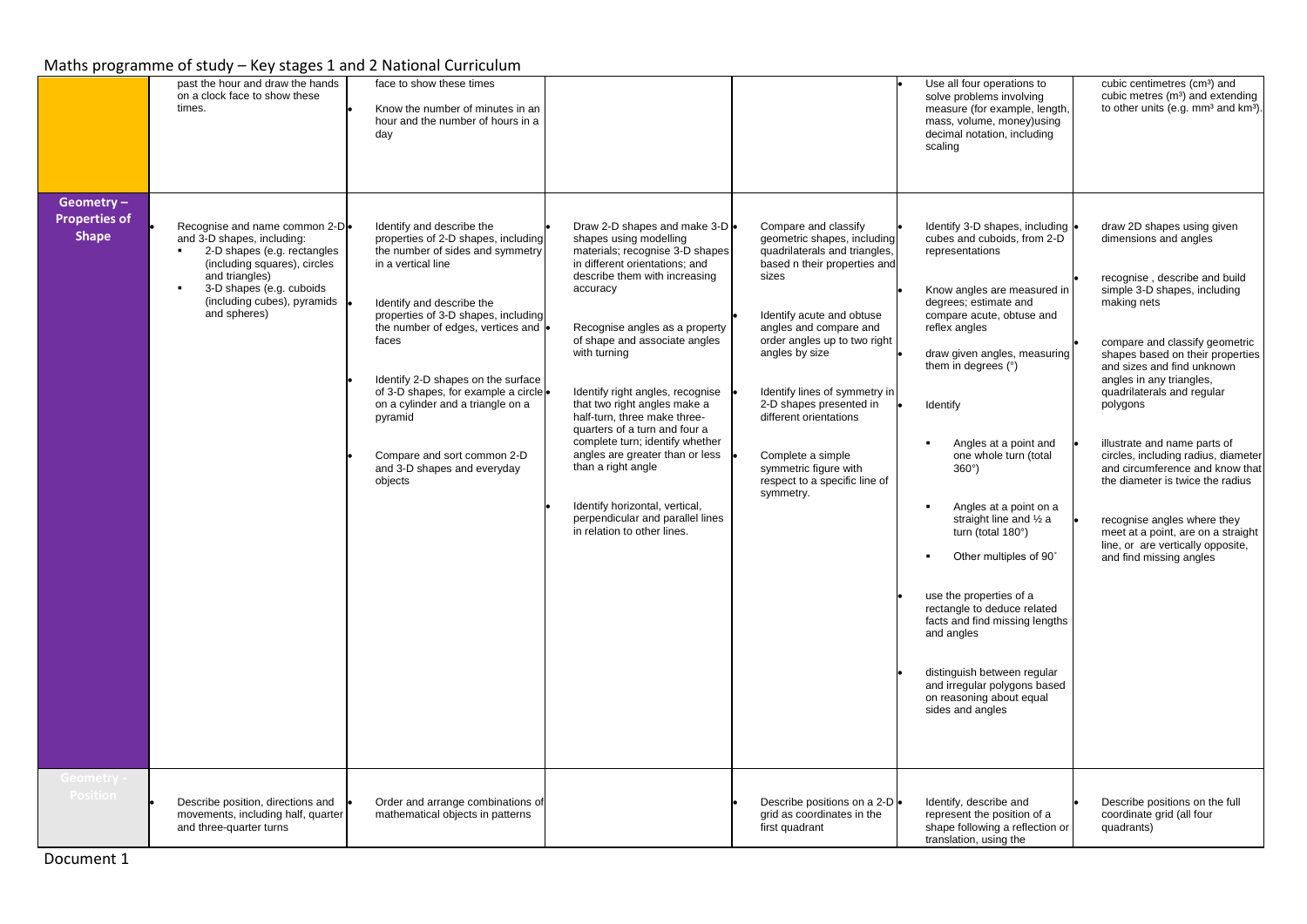Maths programme of study – Key stages 1 and 2 National Curriculum

| | | | | | | |
|---|---|---|---|---|---|---|
| | past the hour and draw the hands on a clock face to show these times. | face to show these times<br>• Know the number of minutes in an hour and the number of hours in a day | | | • Use all four operations to solve problems involving measure (for example, length, mass, volume, money)using decimal notation, including scaling | cubic centimetres ($cm^3$) and cubic metres ($m^3$) and extending to other units (e.g. $mm^3$ and $km^3$). |
| **Geometry – Properties of Shape** | • Recognise and name common 2-D and 3-D shapes, including:<br>▪ 2-D shapes (e.g. rectangles (including squares), circles and triangles)<br>▪ 3-D shapes (e.g. cuboids (including cubes), pyramids and spheres) | • Identify and describe the properties of 2-D shapes, including the number of sides and symmetry in a vertical line<br>• Identify and describe the properties of 3-D shapes, including the number of edges, vertices and faces<br>• Identify 2-D shapes on the surface of 3-D shapes, for example a circle on a cylinder and a triangle on a pyramid<br>• Compare and sort common 2-D and 3-D shapes and everyday objects | • Draw 2-D shapes and make 3-D shapes using modelling materials; recognise 3-D shapes in different orientations; and describe them with increasing accuracy<br>• Recognise angles as a property of shape and associate angles with turning<br>• Identify right angles, recognise that two right angles make a half-turn, three make three-quarters of a turn and four a complete turn; identify whether angles are greater than or less than a right angle<br>• Identify horizontal, vertical, perpendicular and parallel lines in relation to other lines. | • Compare and classify geometric shapes, including quadrilaterals and triangles, based n their properties and sizes<br>• Identify acute and obtuse angles and compare and order angles up to two right angles by size<br>• Identify lines of symmetry in 2-D shapes presented in different orientations<br>• Complete a simple symmetric figure with respect to a specific line of symmetry. | • Identify 3-D shapes, including cubes and cuboids, from 2-D representations<br>• Know angles are measured in degrees; estimate and compare acute, obtuse and reflex angles<br>• draw given angles, measuring them in degrees (°)<br>• Identify<br>▪ Angles at a point and one whole turn (total 360°)<br>▪ Angles at a point on a straight line and ½ a turn (total 180°)<br>▪ Other multiples of 90˚<br>• use the properties of a rectangle to deduce related facts and find missing lengths and angles<br>• distinguish between regular and irregular polygons based on reasoning about equal sides and angles | • draw 2D shapes using given dimensions and angles<br>• recognise , describe and build simple 3-D shapes, including making nets<br>• compare and classify geometric shapes based on their properties and sizes and find unknown angles in any triangles, quadrilaterals and regular polygons<br>• illustrate and name parts of circles, including radius, diameter and circumference and know that the diameter is twice the radius<br>• recognise angles where they meet at a point, are on a straight line, or are vertically opposite, and find missing angles |
| **Geometry - Position** | • Describe position, directions and movements, including half, quarter and three-quarter turns | • Order and arrange combinations of mathematical objects in patterns | | • Describe positions on a 2-D grid as coordinates in the first quadrant | • Identify, describe and represent the position of a shape following a reflection or translation, using the | • Describe positions on the full coordinate grid (all four quadrants) |

Document 1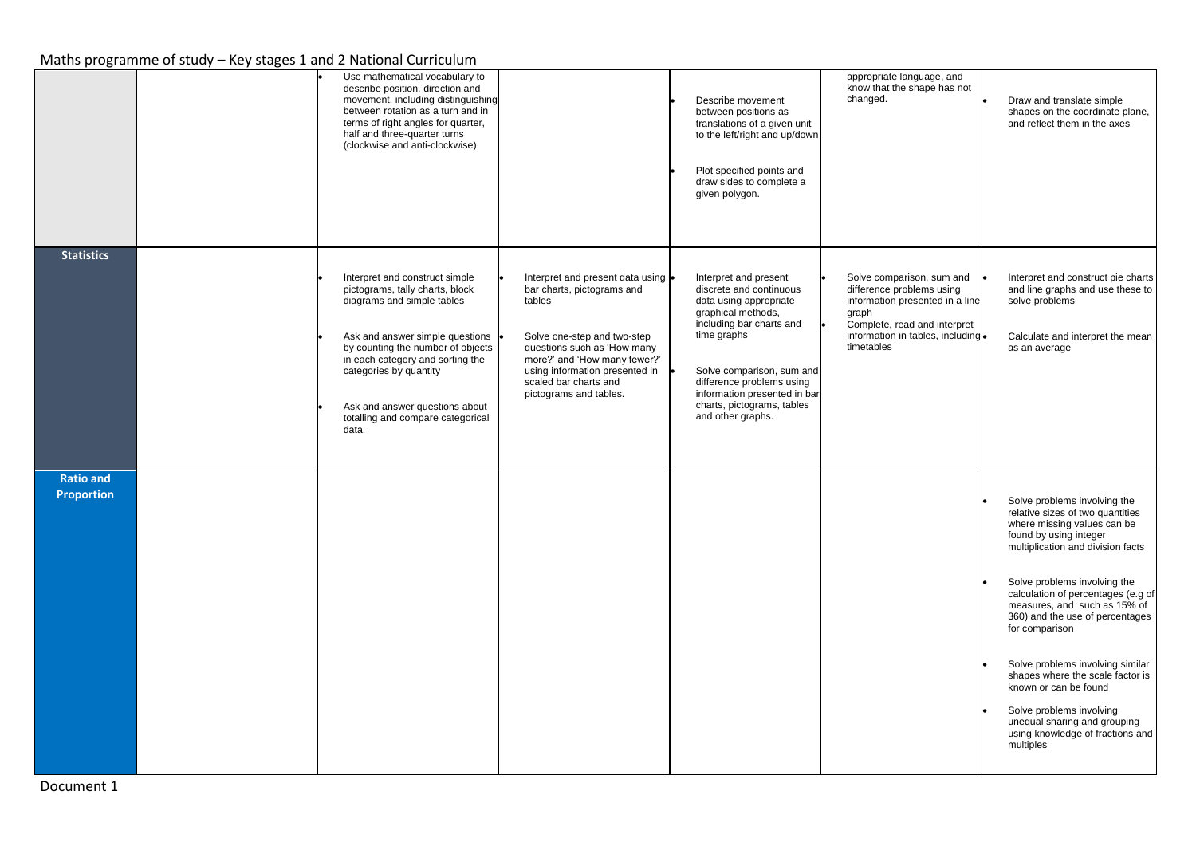Maths programme of study – Key stages 1 and 2 National Curriculum

| | | | | | | |
|---|---|---|---|---|---|---|
| | | • Use mathematical vocabulary to describe position, direction and movement, including distinguishing between rotation as a turn and in terms of right angles for quarter, half and three-quarter turns (clockwise and anti-clockwise) | | • Describe movement between positions as translations of a given unit to the left/right and up/down<br><br>• Plot specified points and draw sides to complete a given polygon. | appropriate language, and know that the shape has not changed. | • Draw and translate simple shapes on the coordinate plane, and reflect them in the axes |
| **Statistics** | | • Interpret and construct simple pictograms, tally charts, block diagrams and simple tables<br><br>• Ask and answer simple questions by counting the number of objects in each category and sorting the categories by quantity<br><br>• Ask and answer questions about totalling and compare categorical data. | • Interpret and present data using bar charts, pictograms and tables<br><br>• Solve one-step and two-step questions such as 'How many more?' and 'How many fewer?' using information presented in scaled bar charts and pictograms and tables. | • Interpret and present discrete and continuous data using appropriate graphical methods, including bar charts and time graphs<br><br>• Solve comparison, sum and difference problems using information presented in bar charts, pictograms, tables and other graphs. | • Solve comparison, sum and difference problems using information presented in a line graph<br>• Complete, read and interpret information in tables, including timetables | • Interpret and construct pie charts and line graphs and use these to solve problems<br><br>• Calculate and interpret the mean as an average |
| **Ratio and Proportion** | | | | | | • Solve problems involving the relative sizes of two quantities where missing values can be found by using integer multiplication and division facts<br><br>• Solve problems involving the calculation of percentages (e.g of measures, and such as 15% of 360) and the use of percentages for comparison<br><br>• Solve problems involving similar shapes where the scale factor is known or can be found<br><br>• Solve problems involving unequal sharing and grouping using knowledge of fractions and multiples |

Document 1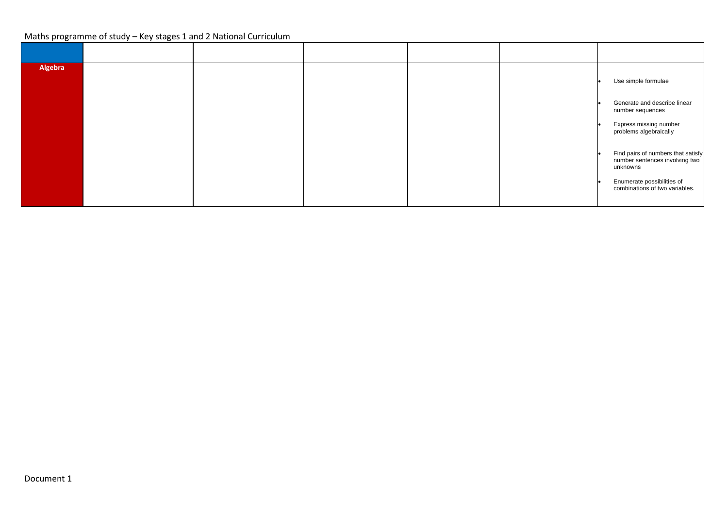Maths programme of study – Key stages 1 and 2 National Curriculum

| | | | | | | |
|---|---|---|---|---|---|---|
| **Algebra** | | | | | | • Use simple formulae<br><br>• Generate and describe linear number sequences<br><br>• Express missing number problems algebraically<br><br>• Find pairs of numbers that satisfy number sentences involving two unknowns<br><br>• Enumerate possibilities of combinations of two variables. |

Document 1